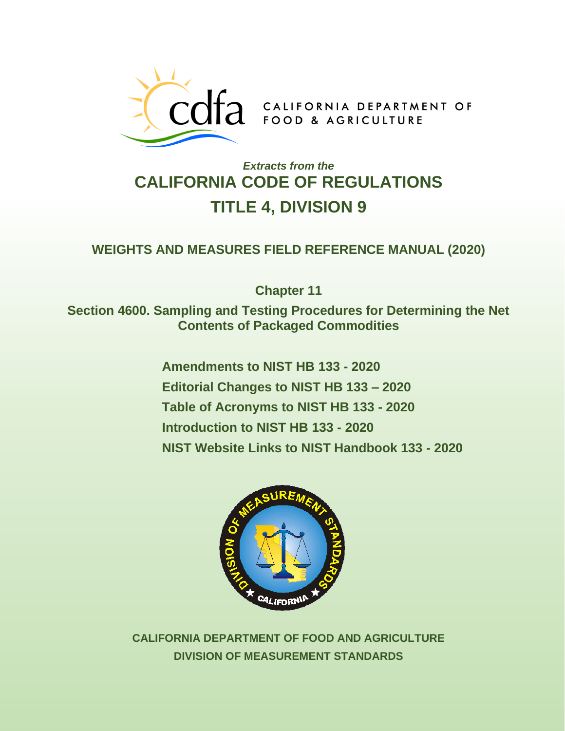CALIFORNIA DEPARTMENT OF FOOD & AGRICULTURE

*Extracts from the*

# CALIFORNIA CODE OF REGULATIONS
# TITLE 4, DIVISION 9

## WEIGHTS AND MEASURES FIELD REFERENCE MANUAL (2020)

### Chapter 11

### Section 4600. Sampling and Testing Procedures for Determining the Net Contents of Packaged Commodities

**Amendments to NIST HB 133 - 2020**

**Editorial Changes to NIST HB 133 – 2020**

**Table of Acronyms to NIST HB 133 - 2020**

**Introduction to NIST HB 133 - 2020**

**NIST Website Links to NIST Handbook 133 - 2020**

**CALIFORNIA DEPARTMENT OF FOOD AND AGRICULTURE**

**DIVISION OF MEASUREMENT STANDARDS**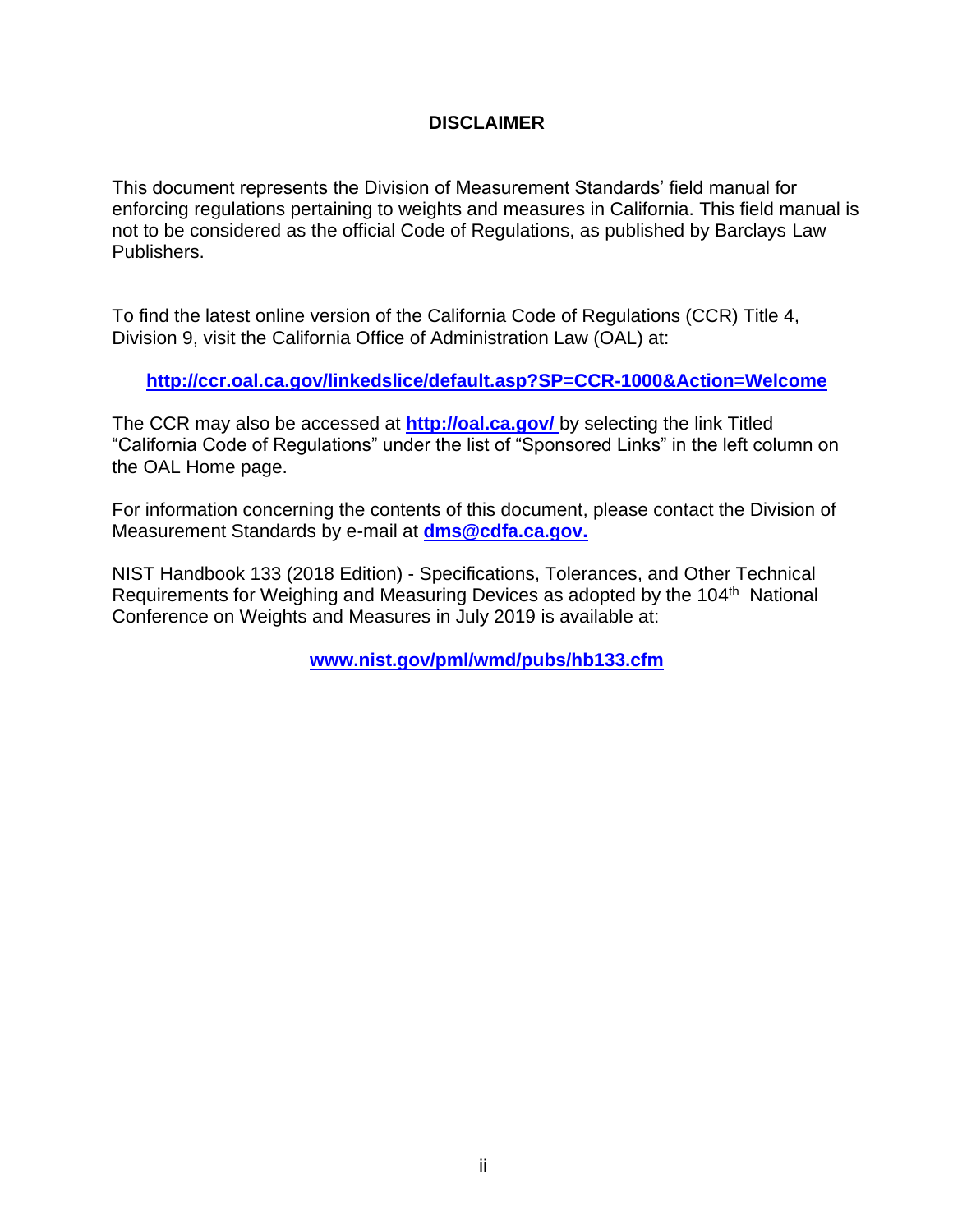# DISCLAIMER

This document represents the Division of Measurement Standards' field manual for enforcing regulations pertaining to weights and measures in California. This field manual is not to be considered as the official Code of Regulations, as published by Barclays Law Publishers.

To find the latest online version of the California Code of Regulations (CCR) Title 4, Division 9, visit the California Office of Administration Law (OAL) at:

**http://ccr.oal.ca.gov/linkedslice/default.asp?SP=CCR-1000&Action=Welcome**

The CCR may also be accessed at **http://oal.ca.gov/** by selecting the link Titled "California Code of Regulations" under the list of "Sponsored Links" in the left column on the OAL Home page.

For information concerning the contents of this document, please contact the Division of Measurement Standards by e-mail at **dms@cdfa.ca.gov.**

NIST Handbook 133 (2018 Edition) - Specifications, Tolerances, and Other Technical Requirements for Weighing and Measuring Devices as adopted by the 104th National Conference on Weights and Measures in July 2019 is available at:

**www.nist.gov/pml/wmd/pubs/hb133.cfm**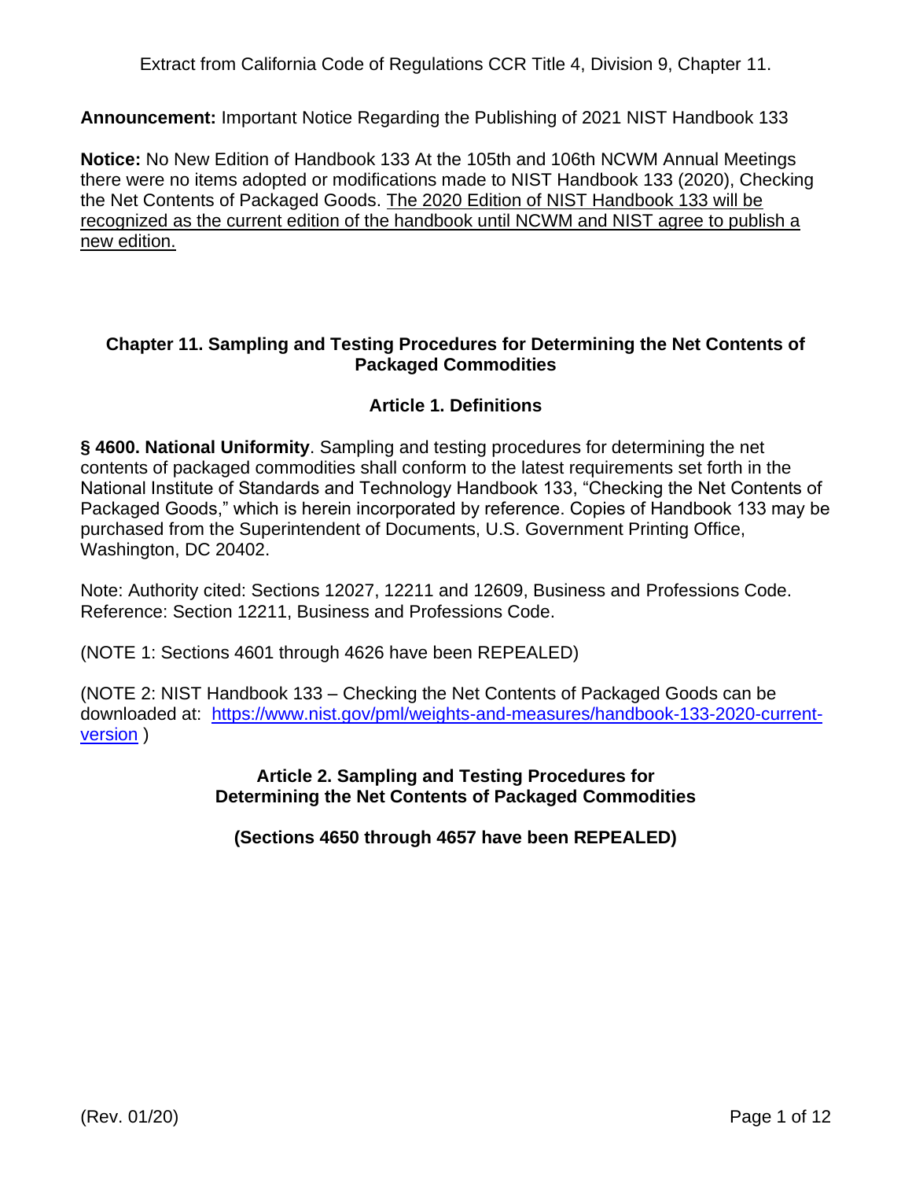Extract from California Code of Regulations CCR Title 4, Division 9, Chapter 11.

**Announcement:** Important Notice Regarding the Publishing of 2021 NIST Handbook 133

**Notice:** No New Edition of Handbook 133 At the 105th and 106th NCWM Annual Meetings there were no items adopted or modifications made to NIST Handbook 133 (2020), Checking the Net Contents of Packaged Goods. <u>The 2020 Edition of NIST Handbook 133 will be recognized as the current edition of the handbook until NCWM and NIST agree to publish a new edition.</u>

## Chapter 11. Sampling and Testing Procedures for Determining the Net Contents of Packaged Commodities

### Article 1. Definitions

**§ 4600. National Uniformity**. Sampling and testing procedures for determining the net contents of packaged commodities shall conform to the latest requirements set forth in the National Institute of Standards and Technology Handbook 133, "Checking the Net Contents of Packaged Goods," which is herein incorporated by reference. Copies of Handbook 133 may be purchased from the Superintendent of Documents, U.S. Government Printing Office, Washington, DC 20402.

Note: Authority cited: Sections 12027, 12211 and 12609, Business and Professions Code. Reference: Section 12211, Business and Professions Code.

(NOTE 1: Sections 4601 through 4626 have been REPEALED)

(NOTE 2: NIST Handbook 133 – Checking the Net Contents of Packaged Goods can be downloaded at: [https://www.nist.gov/pml/weights-and-measures/handbook-133-2020-current-version](https://www.nist.gov/pml/weights-and-measures/handbook-133-2020-current-version) )

### Article 2. Sampling and Testing Procedures for Determining the Net Contents of Packaged Commodities

**(Sections 4650 through 4657 have been REPEALED)**

(Rev. 01/20)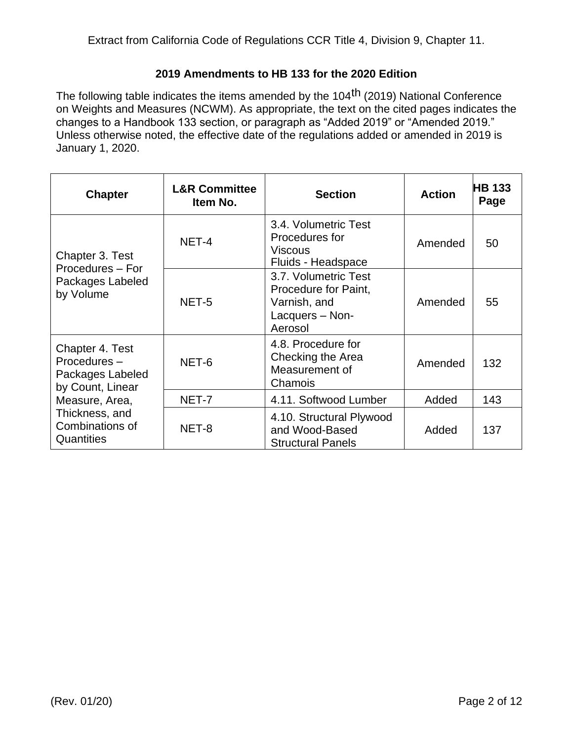Extract from California Code of Regulations CCR Title 4, Division 9, Chapter 11.

## 2019 Amendments to HB 133 for the 2020 Edition

The following table indicates the items amended by the 104th (2019) National Conference on Weights and Measures (NCWM). As appropriate, the text on the cited pages indicates the changes to a Handbook 133 section, or paragraph as "Added 2019" or "Amended 2019." Unless otherwise noted, the effective date of the regulations added or amended in 2019 is January 1, 2020.

| Chapter | L&R Committee Item No. | Section | Action | HB 133 Page |
|---|---|---|---|---|
| Chapter 3. Test Procedures – For Packages Labeled by Volume | NET-4 | 3.4. Volumetric Test Procedures for Viscous Fluids - Headspace | Amended | 50 |
| | NET-5 | 3.7. Volumetric Test Procedure for Paint, Varnish, and Lacquers – Non-Aerosol | Amended | 55 |
| Chapter 4. Test Procedures – Packages Labeled by Count, Linear Measure, Area, Thickness, and Combinations of Quantities | NET-6 | 4.8. Procedure for Checking the Area Measurement of Chamois | Amended | 132 |
| | NET-7 | 4.11. Softwood Lumber | Added | 143 |
| | NET-8 | 4.10. Structural Plywood and Wood-Based Structural Panels | Added | 137 |

(Rev. 01/20)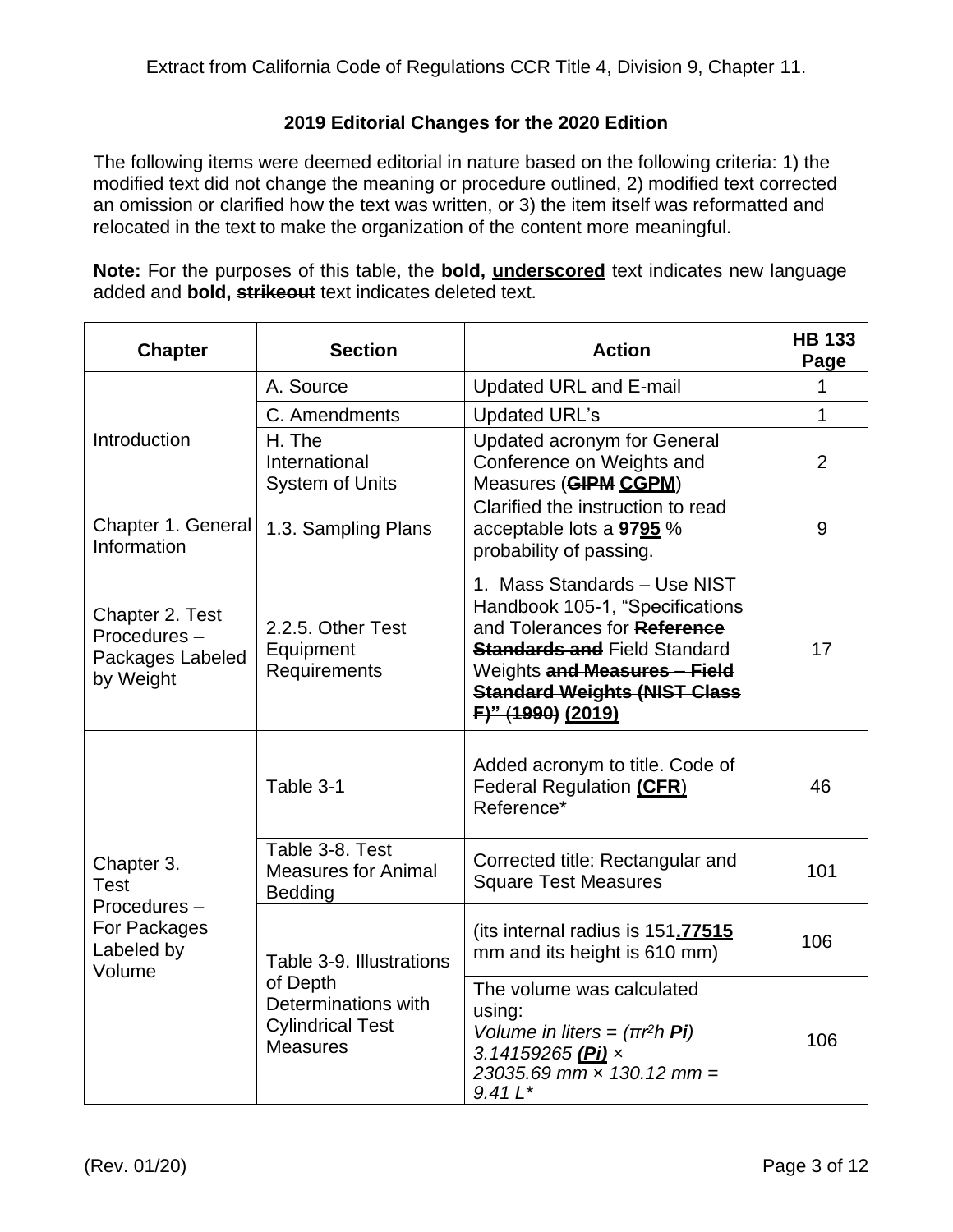Extract from California Code of Regulations CCR Title 4, Division 9, Chapter 11.

**2019 Editorial Changes for the 2020 Edition**

The following items were deemed editorial in nature based on the following criteria: 1) the modified text did not change the meaning or procedure outlined, 2) modified text corrected an omission or clarified how the text was written, or 3) the item itself was reformatted and relocated in the text to make the organization of the content more meaningful.

**Note:** For the purposes of this table, the **bold, <u>underscored</u>** text indicates new language added and **bold, ~~strikeout~~** text indicates deleted text.

| Chapter | Section | Action | HB 133 Page |
|---|---|---|---|
| Introduction | A. Source | Updated URL and E-mail | 1 |
| | C. Amendments | Updated URL's | 1 |
| | H. The International System of Units | Updated acronym for General Conference on Weights and Measures (**~~GIPM~~** **<u>CGPM</u>**) | 2 |
| Chapter 1. General Information | 1.3. Sampling Plans | Clarified the instruction to read acceptable lots a **~~97~~<u>95</u>** % probability of passing. | 9 |
| Chapter 2. Test Procedures – Packages Labeled by Weight | 2.2.5. Other Test Equipment Requirements | 1. Mass Standards – Use NIST Handbook 105-1, "Specifications and Tolerances for **~~Reference Standards and~~** Field Standard Weights **~~and Measures – Field Standard Weights (NIST Class F)"~~** (**~~1990)~~** **<u>(2019)</u>** | 17 |
| Chapter 3. Test Procedures – For Packages Labeled by Volume | Table 3-1 | Added acronym to title. Code of Federal Regulation **<u>(CFR</u>**) Reference* | 46 |
| | Table 3-8. Test Measures for Animal Bedding | Corrected title: Rectangular and Square Test Measures | 101 |
| | Table 3-9. Illustrations of Depth Determinations with Cylindrical Test Measures | (its internal radius is 151**<u>.77515</u>** mm and its height is 610 mm) | 106 |
| | | The volume was calculated using: *Volume in liters = ($\pi r^2 h$ **Pi**) 3.14159265* ***<u>(Pi)</u>*** *× 23035.69 mm × 130.12 mm = 9.41 L** | 106 |

(Rev. 01/20)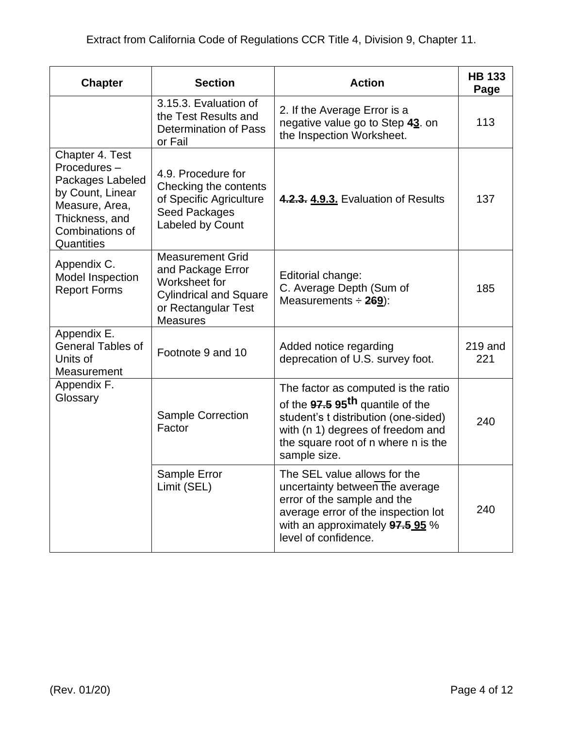Extract from California Code of Regulations CCR Title 4, Division 9, Chapter 11.

| Chapter | Section | Action | HB 133 Page |
|---|---|---|---|
| | 3.15.3. Evaluation of the Test Results and Determination of Pass or Fail | 2. If the Average Error is a negative value go to Step ~~4~~<u>3</u>. on the Inspection Worksheet. | 113 |
| Chapter 4. Test Procedures – Packages Labeled by Count, Linear Measure, Area, Thickness, and Combinations of Quantities | 4.9. Procedure for Checking the contents of Specific Agriculture Seed Packages Labeled by Count | ~~4.2.3.~~ <u>4.9.3.</u> Evaluation of Results | 137 |
| Appendix C. Model Inspection Report Forms | Measurement Grid and Package Error Worksheet for Cylindrical and Square or Rectangular Test Measures | Editorial change: C. Average Depth (Sum of Measurements ÷ ~~26~~<u>9</u>): | 185 |
| Appendix E. General Tables of Units of Measurement | Footnote 9 and 10 | Added notice regarding deprecation of U.S. survey foot. | 219 and 221 |
| Appendix F. Glossary | Sample Correction Factor | The factor as computed is the ratio of the ~~97.5~~ **95th** quantile of the student's t distribution (one-sided) with (n 1) degrees of freedom and the square root of n where n is the sample size. | 240 |
| | Sample Error Limit (SEL) | The SEL value allows for the uncertainty between the average error of the sample and the average error of the inspection lot with an approximately ~~97.5~~ <u>95</u> % level of confidence. | 240 |

(Rev. 01/20)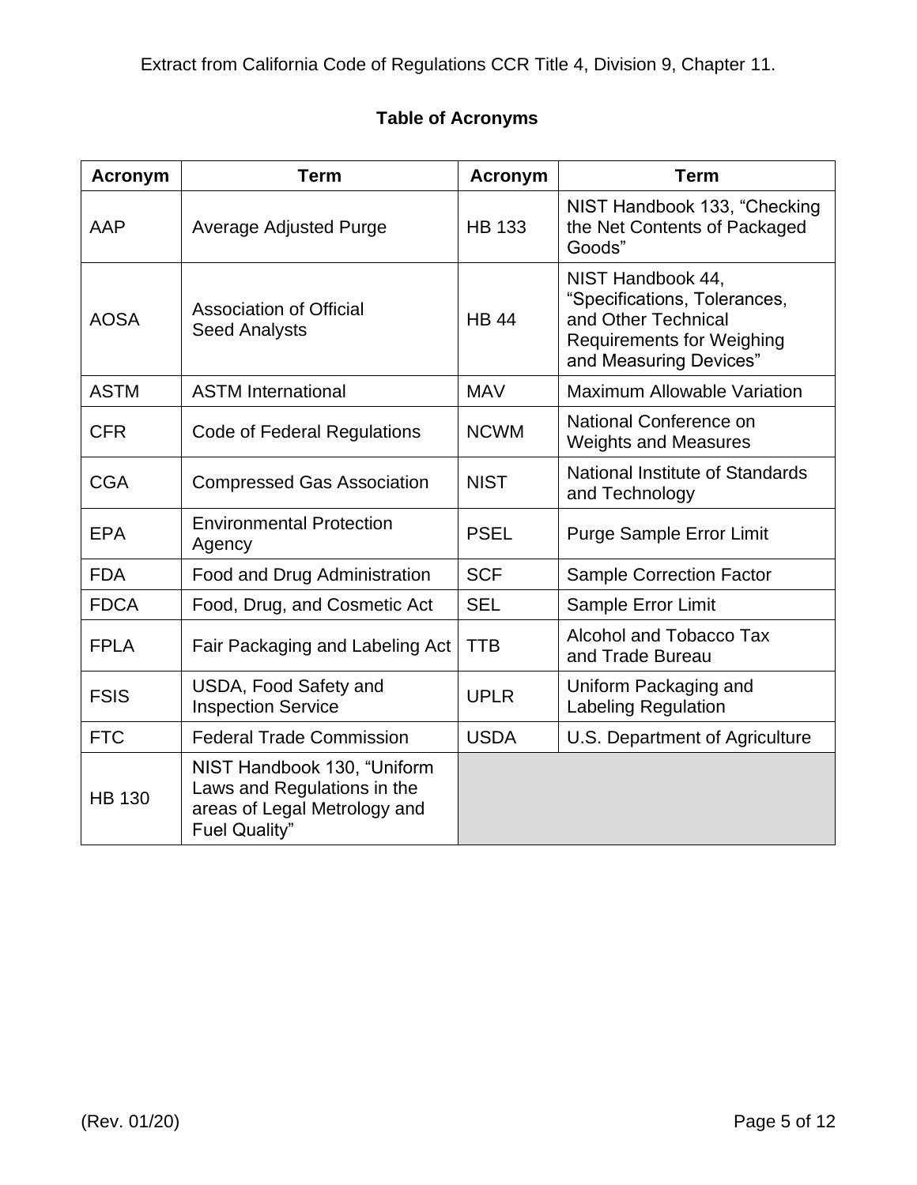Extract from California Code of Regulations CCR Title 4, Division 9, Chapter 11.

## Table of Acronyms

| Acronym | Term | Acronym | Term |
|---|---|---|---|
| AAP | Average Adjusted Purge | HB 133 | NIST Handbook 133, "Checking the Net Contents of Packaged Goods" |
| AOSA | Association of Official Seed Analysts | HB 44 | NIST Handbook 44, "Specifications, Tolerances, and Other Technical Requirements for Weighing and Measuring Devices" |
| ASTM | ASTM International | MAV | Maximum Allowable Variation |
| CFR | Code of Federal Regulations | NCWM | National Conference on Weights and Measures |
| CGA | Compressed Gas Association | NIST | National Institute of Standards and Technology |
| EPA | Environmental Protection Agency | PSEL | Purge Sample Error Limit |
| FDA | Food and Drug Administration | SCF | Sample Correction Factor |
| FDCA | Food, Drug, and Cosmetic Act | SEL | Sample Error Limit |
| FPLA | Fair Packaging and Labeling Act | TTB | Alcohol and Tobacco Tax and Trade Bureau |
| FSIS | USDA, Food Safety and Inspection Service | UPLR | Uniform Packaging and Labeling Regulation |
| FTC | Federal Trade Commission | USDA | U.S. Department of Agriculture |
| HB 130 | NIST Handbook 130, "Uniform Laws and Regulations in the areas of Legal Metrology and Fuel Quality" | | |

(Rev. 01/20)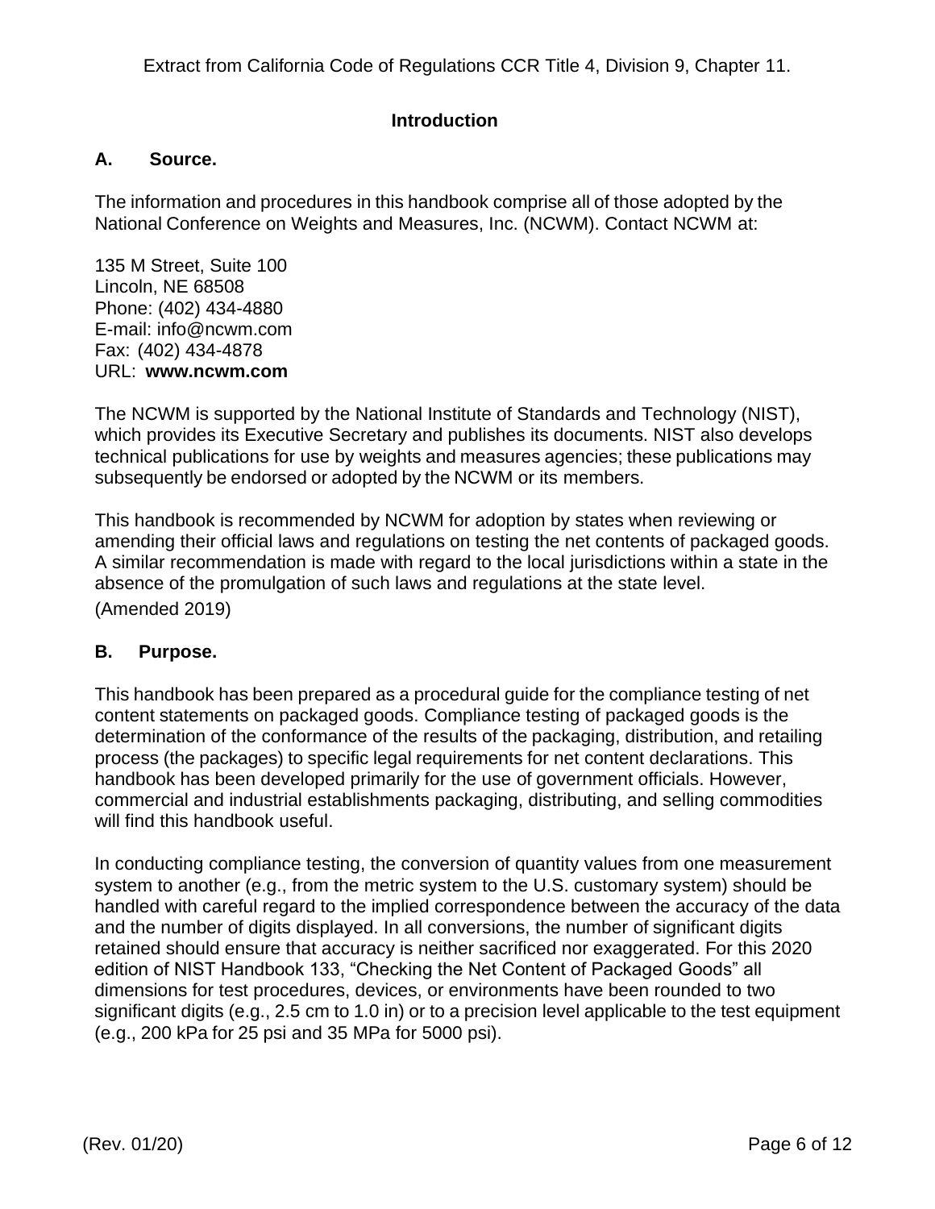Extract from California Code of Regulations CCR Title 4, Division 9, Chapter 11.

## Introduction

### A. Source.

The information and procedures in this handbook comprise all of those adopted by the National Conference on Weights and Measures, Inc. (NCWM). Contact NCWM at:

135 M Street, Suite 100
Lincoln, NE 68508
Phone: (402) 434-4880
E-mail: info@ncwm.com
Fax: (402) 434-4878
URL: **www.ncwm.com**

The NCWM is supported by the National Institute of Standards and Technology (NIST), which provides its Executive Secretary and publishes its documents. NIST also develops technical publications for use by weights and measures agencies; these publications may subsequently be endorsed or adopted by the NCWM or its members.

This handbook is recommended by NCWM for adoption by states when reviewing or amending their official laws and regulations on testing the net contents of packaged goods. A similar recommendation is made with regard to the local jurisdictions within a state in the absence of the promulgation of such laws and regulations at the state level.

(Amended 2019)

### B. Purpose.

This handbook has been prepared as a procedural guide for the compliance testing of net content statements on packaged goods. Compliance testing of packaged goods is the determination of the conformance of the results of the packaging, distribution, and retailing process (the packages) to specific legal requirements for net content declarations. This handbook has been developed primarily for the use of government officials. However, commercial and industrial establishments packaging, distributing, and selling commodities will find this handbook useful.

In conducting compliance testing, the conversion of quantity values from one measurement system to another (e.g., from the metric system to the U.S. customary system) should be handled with careful regard to the implied correspondence between the accuracy of the data and the number of digits displayed. In all conversions, the number of significant digits retained should ensure that accuracy is neither sacrificed nor exaggerated. For this 2020 edition of NIST Handbook 133, "Checking the Net Content of Packaged Goods" all dimensions for test procedures, devices, or environments have been rounded to two significant digits (e.g., 2.5 cm to 1.0 in) or to a precision level applicable to the test equipment (e.g., 200 kPa for 25 psi and 35 MPa for 5000 psi).

(Rev. 01/20)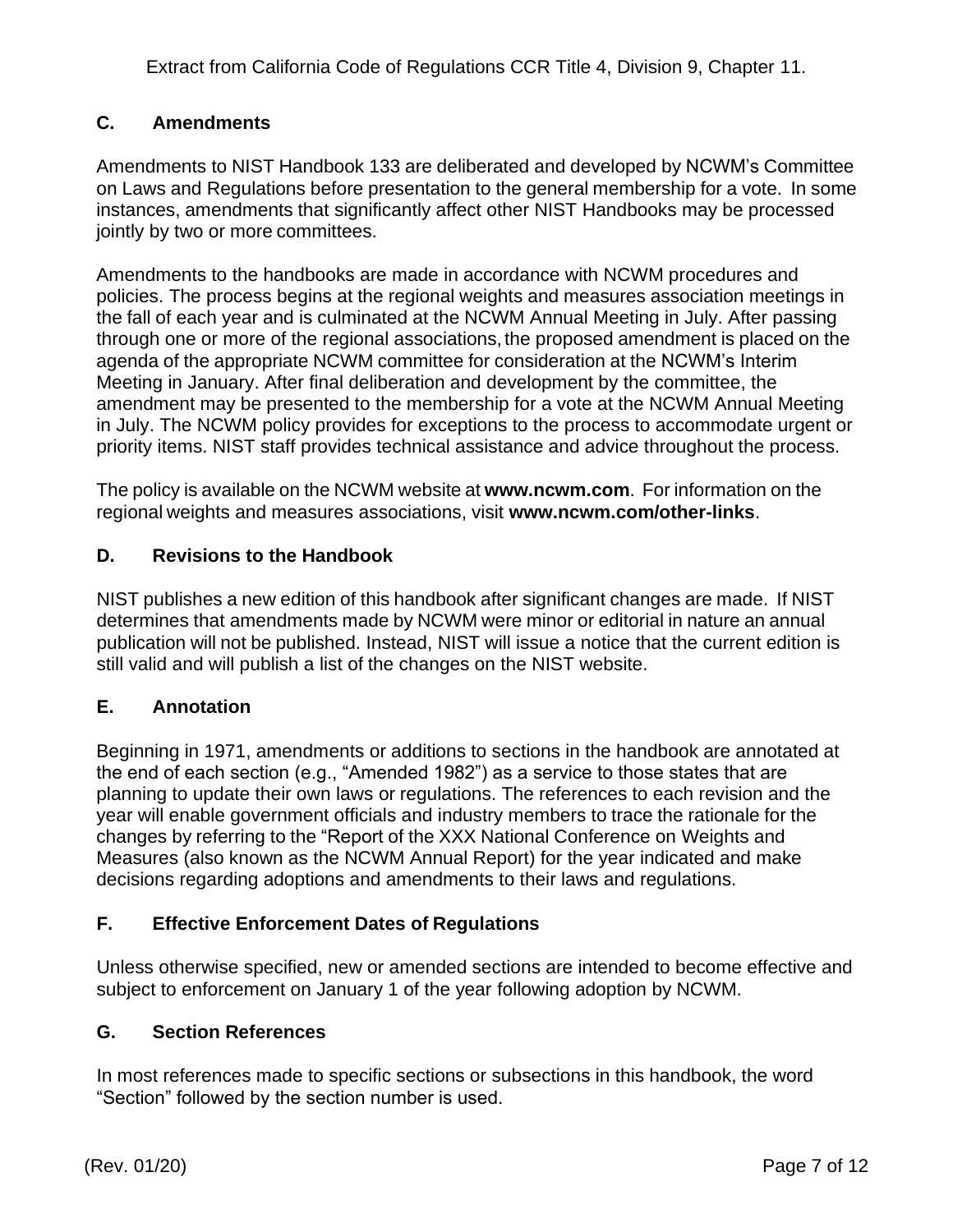## C. Amendments

Amendments to NIST Handbook 133 are deliberated and developed by NCWM's Committee on Laws and Regulations before presentation to the general membership for a vote. In some instances, amendments that significantly affect other NIST Handbooks may be processed jointly by two or more committees.

Amendments to the handbooks are made in accordance with NCWM procedures and policies. The process begins at the regional weights and measures association meetings in the fall of each year and is culminated at the NCWM Annual Meeting in July. After passing through one or more of the regional associations, the proposed amendment is placed on the agenda of the appropriate NCWM committee for consideration at the NCWM's Interim Meeting in January. After final deliberation and development by the committee, the amendment may be presented to the membership for a vote at the NCWM Annual Meeting in July. The NCWM policy provides for exceptions to the process to accommodate urgent or priority items. NIST staff provides technical assistance and advice throughout the process.

The policy is available on the NCWM website at **www.ncwm.com**. For information on the regional weights and measures associations, visit **www.ncwm.com/other-links**.

## D. Revisions to the Handbook

NIST publishes a new edition of this handbook after significant changes are made. If NIST determines that amendments made by NCWM were minor or editorial in nature an annual publication will not be published. Instead, NIST will issue a notice that the current edition is still valid and will publish a list of the changes on the NIST website.

## E. Annotation

Beginning in 1971, amendments or additions to sections in the handbook are annotated at the end of each section (e.g., "Amended 1982") as a service to those states that are planning to update their own laws or regulations. The references to each revision and the year will enable government officials and industry members to trace the rationale for the changes by referring to the "Report of the XXX National Conference on Weights and Measures (also known as the NCWM Annual Report) for the year indicated and make decisions regarding adoptions and amendments to their laws and regulations.

## F. Effective Enforcement Dates of Regulations

Unless otherwise specified, new or amended sections are intended to become effective and subject to enforcement on January 1 of the year following adoption by NCWM.

## G. Section References

In most references made to specific sections or subsections in this handbook, the word "Section" followed by the section number is used.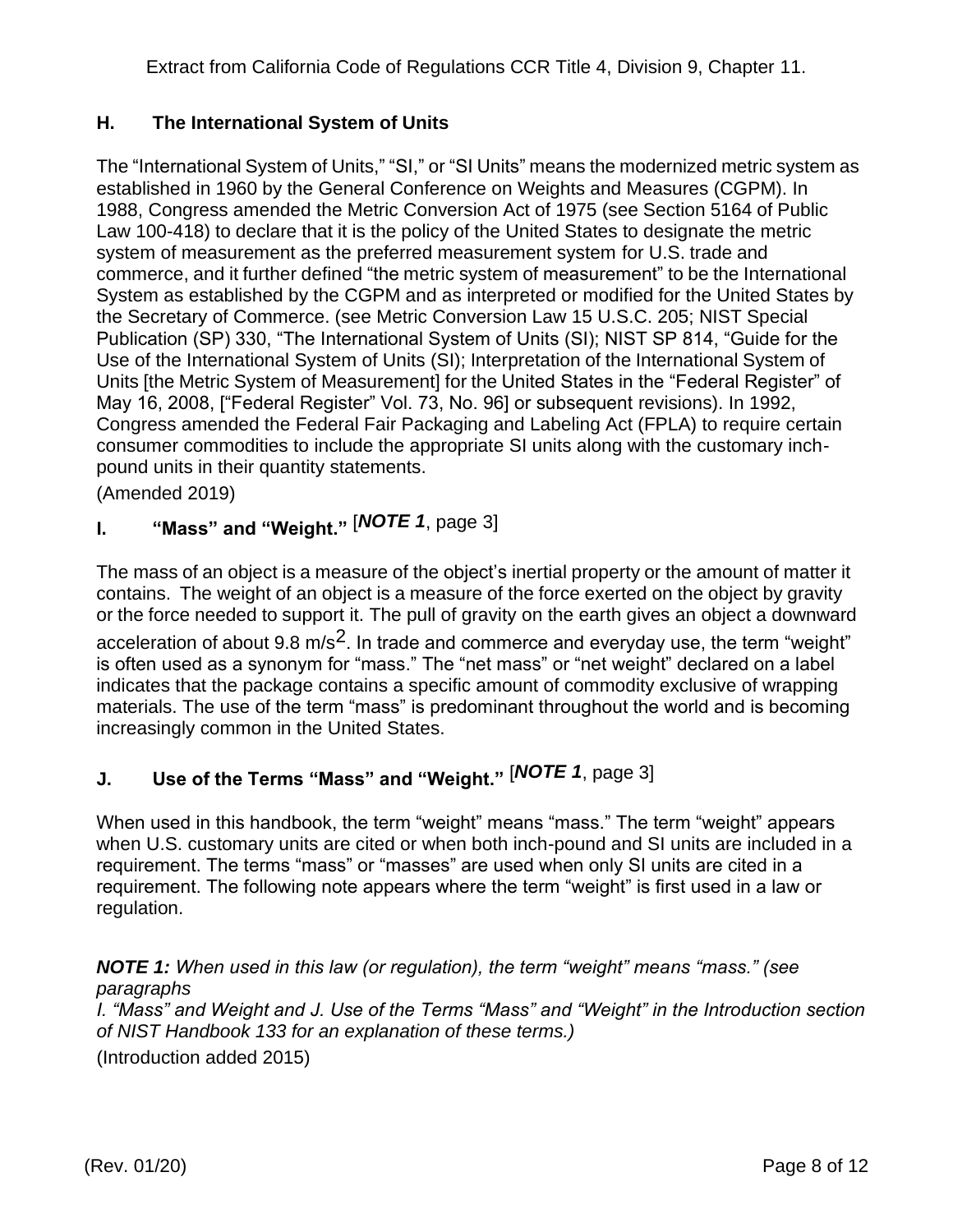Extract from California Code of Regulations CCR Title 4, Division 9, Chapter 11.

## H. The International System of Units

The "International System of Units," "SI," or "SI Units" means the modernized metric system as established in 1960 by the General Conference on Weights and Measures (CGPM). In 1988, Congress amended the Metric Conversion Act of 1975 (see Section 5164 of Public Law 100-418) to declare that it is the policy of the United States to designate the metric system of measurement as the preferred measurement system for U.S. trade and commerce, and it further defined "the metric system of measurement" to be the International System as established by the CGPM and as interpreted or modified for the United States by the Secretary of Commerce. (see Metric Conversion Law 15 U.S.C. 205; NIST Special Publication (SP) 330, "The International System of Units (SI); NIST SP 814, "Guide for the Use of the International System of Units (SI); Interpretation of the International System of Units [the Metric System of Measurement] for the United States in the "Federal Register" of May 16, 2008, ["Federal Register" Vol. 73, No. 96] or subsequent revisions). In 1992, Congress amended the Federal Fair Packaging and Labeling Act (FPLA) to require certain consumer commodities to include the appropriate SI units along with the customary inch-pound units in their quantity statements.

(Amended 2019)

## I. "Mass" and "Weight." [*NOTE 1*, page 3]

The mass of an object is a measure of the object's inertial property or the amount of matter it contains. The weight of an object is a measure of the force exerted on the object by gravity or the force needed to support it. The pull of gravity on the earth gives an object a downward acceleration of about 9.8 m/s$^2$. In trade and commerce and everyday use, the term "weight" is often used as a synonym for "mass." The "net mass" or "net weight" declared on a label indicates that the package contains a specific amount of commodity exclusive of wrapping materials. The use of the term "mass" is predominant throughout the world and is becoming increasingly common in the United States.

## J. Use of the Terms "Mass" and "Weight." [*NOTE 1*, page 3]

When used in this handbook, the term "weight" means "mass." The term "weight" appears when U.S. customary units are cited or when both inch-pound and SI units are included in a requirement. The terms "mass" or "masses" are used when only SI units are cited in a requirement. The following note appears where the term "weight" is first used in a law or regulation.

***NOTE 1:*** *When used in this law (or regulation), the term "weight" means "mass." (see paragraphs I. "Mass" and Weight and J. Use of the Terms "Mass" and "Weight" in the Introduction section of NIST Handbook 133 for an explanation of these terms.)*

(Introduction added 2015)

(Rev. 01/20)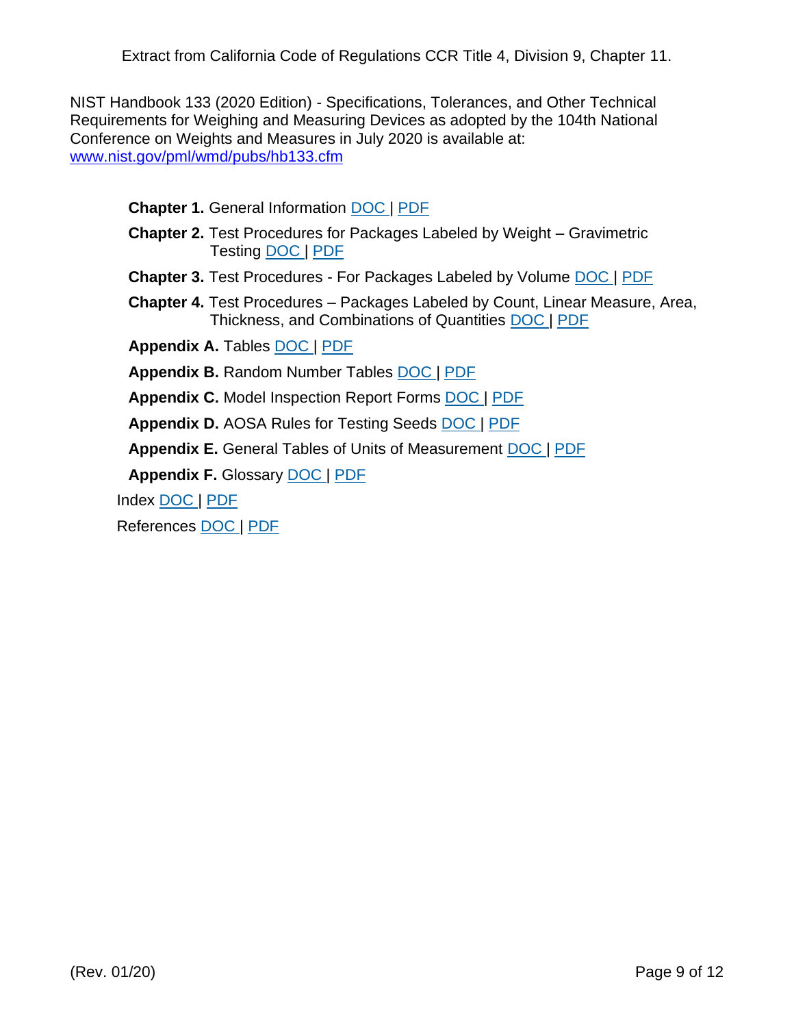Extract from California Code of Regulations CCR Title 4, Division 9, Chapter 11.

NIST Handbook 133 (2020 Edition) - Specifications, Tolerances, and Other Technical Requirements for Weighing and Measuring Devices as adopted by the 104th National Conference on Weights and Measures in July 2020 is available at: www.nist.gov/pml/wmd/pubs/hb133.cfm

- **Chapter 1.** General Information DOC | PDF
- **Chapter 2.** Test Procedures for Packages Labeled by Weight – Gravimetric Testing DOC | PDF
- **Chapter 3.** Test Procedures - For Packages Labeled by Volume DOC | PDF
- **Chapter 4.** Test Procedures – Packages Labeled by Count, Linear Measure, Area, Thickness, and Combinations of Quantities DOC | PDF
- **Appendix A.** Tables DOC | PDF
- **Appendix B.** Random Number Tables DOC | PDF
- **Appendix C.** Model Inspection Report Forms DOC | PDF
- **Appendix D.** AOSA Rules for Testing Seeds DOC | PDF
- **Appendix E.** General Tables of Units of Measurement DOC | PDF
- **Appendix F.** Glossary DOC | PDF

Index DOC | PDF

References DOC | PDF

(Rev. 01/20)